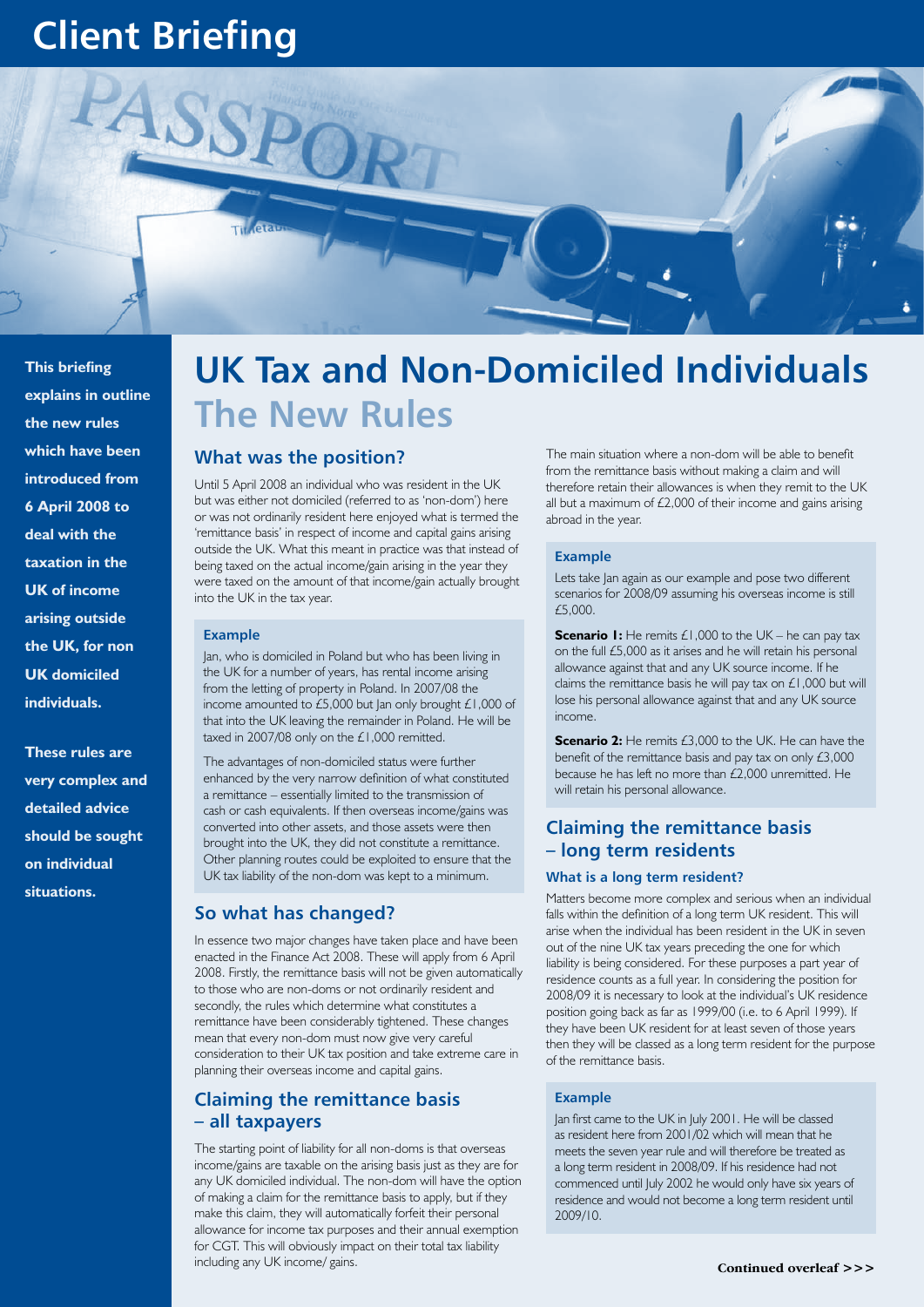# Client Briefing

# UK Tax and Non-Domiciled Individuals

## The New Rules

**This briefing explains in outline the new rules which have been introduced from 6 April 2008 to deal with the taxation in the UK of income arising outside the UK, for non UK domiciled individuals.**

**These rules are very complex and detailed advice should be sought on individual situations.**

### What was the position?

Until 5 April 2008 an individual who was resident in the UK but was either not domiciled (referred to as 'non-dom') here or was not ordinarily resident here enjoyed what is termed the 'remittance basis' in respect of income and capital gains arising outside the UK. What this meant in practice was that instead of being taxed on the actual income/gain arising in the year they were taxed on the amount of that income/gain actually brought into the UK in the tax year.

#### Example

Jan, who is domiciled in Poland but who has been living in the UK for a number of years, has rental income arising from the letting of property in Poland. In 2007/08 the income amounted to £5,000 but Jan only brought £1,000 of that into the UK leaving the remainder in Poland. He will be taxed in 2007/08 only on the £1,000 remitted.

The advantages of non-domiciled status were further enhanced by the very narrow definition of what constituted a remittance – essentially limited to the transmission of cash or cash equivalents. If then overseas income/gains was converted into other assets, and those assets were then brought into the UK, they did not constitute a remittance. Other planning routes could be exploited to ensure that the UK tax liability of the non-dom was kept to a minimum.

### So what has changed?

In essence two major changes have taken place and have been enacted in the Finance Act 2008. These will apply from 6 April 2008. Firstly, the remittance basis will not be given automatically to those who are non-doms or not ordinarily resident and secondly, the rules which determine what constitutes a remittance have been considerably tightened. These changes mean that every non-dom must now give very careful consideration to their UK tax position and take extreme care in planning their overseas income and capital gains.

### Claiming the remittance basis – all taxpayers

The starting point of liability for all non-doms is that overseas income/gains are taxable on the arising basis just as they are for any UK domiciled individual. The non-dom will have the option of making a claim for the remittance basis to apply, but if they make this claim, they will automatically forfeit their personal allowance for income tax purposes and their annual exemption for CGT. This will obviously impact on their total tax liability including any UK income/ gains.

The main situation where a non-dom will be able to benefit from the remittance basis without making a claim and will therefore retain their allowances is when they remit to the UK all but a maximum of £2,000 of their income and gains arising abroad in the year.

#### Example

Lets take Jan again as our example and pose two different scenarios for 2008/09 assuming his overseas income is still £5,000.

**Scenario 1:** He remits £1,000 to the UK – he can pay tax on the full £5,000 as it arises and he will retain his personal allowance against that and any UK source income. If he claims the remittance basis he will pay tax on £1,000 but will lose his personal allowance against that and any UK source income.

**Scenario 2:** He remits £3,000 to the UK. He can have the benefit of the remittance basis and pay tax on only £3,000 because he has left no more than £2,000 unremitted. He will retain his personal allowance.

### Claiming the remittance basis – long term residents

#### What is a long term resident?

Matters become more complex and serious when an individual falls within the definition of a long term UK resident. This will arise when the individual has been resident in the UK in seven out of the nine UK tax years preceding the one for which liability is being considered. For these purposes a part year of residence counts as a full year. In considering the position for 2008/09 it is necessary to look at the individual's UK residence position going back as far as 1999/00 (i.e. to 6 April 1999). If they have been UK resident for at least seven of those years then they will be classed as a long term resident for the purpose of the remittance basis.

#### Example

Jan first came to the UK in July 2001. He will be classed as resident here from 2001/02 which will mean that he meets the seven year rule and will therefore be treated as a long term resident in 2008/09. If his residence had not commenced until July 2002 he would only have six years of residence and would not become a long term resident until 2009/10.

**Continued overleaf >>>**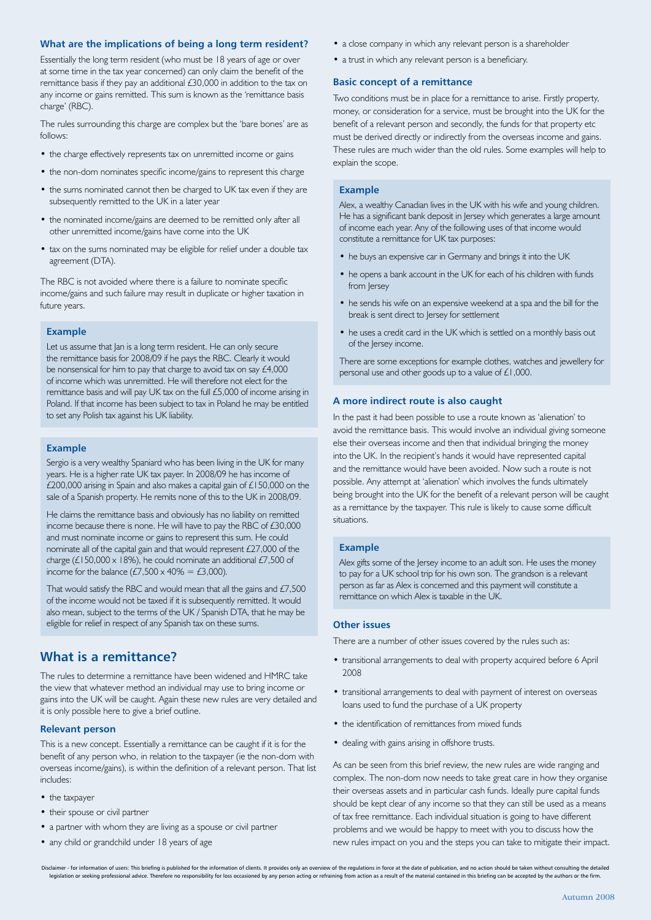### What are the implications of being a long term resident?

Essentially the long term resident (who must be 18 years of age or over at some time in the tax year concerned) can only claim the benefit of the remittance basis if they pay an additional £30,000 in addition to the tax on any income or gains remitted. This sum is known as the 'remittance basis charge' (RBC).

The rules surrounding this charge are complex but the 'bare bones' are as follows:

- the charge effectively represents tax on unremitted income or gains
- the non-dom nominates specific income/gains to represent this charge
- the sums nominated cannot then be charged to UK tax even if they are subsequently remitted to the UK in a later year
- the nominated income/gains are deemed to be remitted only after all other unremitted income/gains have come into the UK
- tax on the sums nominated may be eligible for relief under a double tax agreement (DTA).

The RBC is not avoided where there is a failure to nominate specific income/gains and such failure may result in duplicate or higher taxation in future years.

#### Example

Let us assume that Jan is a long term resident. He can only secure the remittance basis for 2008/09 if he pays the RBC. Clearly it would be nonsensical for him to pay that charge to avoid tax on say £4,000 of income which was unremitted. He will therefore not elect for the remittance basis and will pay UK tax on the full £5,000 of income arising in Poland. If that income has been subject to tax in Poland he may be entitled to set any Polish tax against his UK liability.

#### Example

Sergio is a very wealthy Spaniard who has been living in the UK for many years. He is a higher rate UK tax payer. In 2008/09 he has income of £200,000 arising in Spain and also makes a capital gain of £150,000 on the sale of a Spanish property. He remits none of this to the UK in 2008/09.

He claims the remittance basis and obviously has no liability on remitted income because there is none. He will have to pay the RBC of £30,000 and must nominate income or gains to represent this sum. He could nominate all of the capital gain and that would represent £27,000 of the charge (£150,000 x 18%), he could nominate an additional £7,500 of income for the balance (£7,500 x 40% = £3,000).

That would satisfy the RBC and would mean that all the gains and £7,500 of the income would not be taxed if it is subsequently remitted. It would also mean, subject to the terms of the UK / Spanish DTA, that he may be eligible for relief in respect of any Spanish tax on these sums.

## What is a remittance?

The rules to determine a remittance have been widened and HMRC take the view that whatever method an individual may use to bring income or gains into the UK will be caught. Again these new rules are very detailed and it is only possible here to give a brief outline.

### Relevant person

This is a new concept. Essentially a remittance can be caught if it is for the benefit of any person who, in relation to the taxpayer (ie the non-dom with overseas income/gains), is within the definition of a relevant person. That list includes:

- the taxpayer
- their spouse or civil partner
- a partner with whom they are living as a spouse or civil partner
- any child or grandchild under 18 years of age
- a close company in which any relevant person is a shareholder
- a trust in which any relevant person is a beneficiary.

### Basic concept of a remittance

Two conditions must be in place for a remittance to arise. Firstly property, money, or consideration for a service, must be brought into the UK for the benefit of a relevant person and secondly, the funds for that property etc must be derived directly or indirectly from the overseas income and gains. These rules are much wider than the old rules. Some examples will help to explain the scope.

#### Example

Alex, a wealthy Canadian lives in the UK with his wife and young children. He has a significant bank deposit in Jersey which generates a large amount of income each year. Any of the following uses of that income would constitute a remittance for UK tax purposes:

- he buys an expensive car in Germany and brings it into the UK
- he opens a bank account in the UK for each of his children with funds from Jersey
- he sends his wife on an expensive weekend at a spa and the bill for the break is sent direct to Jersey for settlement
- he uses a credit card in the UK which is settled on a monthly basis out of the Jersey income.

There are some exceptions for example clothes, watches and jewellery for personal use and other goods up to a value of £1,000.

### A more indirect route is also caught

In the past it had been possible to use a route known as 'alienation' to avoid the remittance basis. This would involve an individual giving someone else their overseas income and then that individual bringing the money into the UK. In the recipient's hands it would have represented capital and the remittance would have been avoided. Now such a route is not possible. Any attempt at 'alienation' which involves the funds ultimately being brought into the UK for the benefit of a relevant person will be caught as a remittance by the taxpayer. This rule is likely to cause some difficult situations.

#### Example

Alex gifts some of the Jersey income to an adult son. He uses the money to pay for a UK school trip for his own son. The grandson is a relevant person as far as Alex is concerned and this payment will constitute a remittance on which Alex is taxable in the UK.

### Other issues

There are a number of other issues covered by the rules such as:

- transitional arrangements to deal with property acquired before 6 April 2008
- transitional arrangements to deal with payment of interest on overseas loans used to fund the purchase of a UK property
- the identification of remittances from mixed funds
- dealing with gains arising in offshore trusts.

As can be seen from this brief review, the new rules are wide ranging and complex. The non-dom now needs to take great care in how they organise their overseas assets and in particular cash funds. Ideally pure capital funds should be kept clear of any income so that they can still be used as a means of tax free remittance. Each individual situation is going to have different problems and we would be happy to meet with you to discuss how the new rules impact on you and the steps you can take to mitigate their impact.

Disclaimer - for information of users: This briefing is published for the information of clients. It provides only an overview of the regulations in force at the date of publication, and no action should be taken without consulting the detailed legislation or seeking professional advice. Therefore no responsibility for loss occasioned by any person acting or refraining from action as a result of the material contained in this briefing can be accepted by the authors or the firm.

Autumn 2008